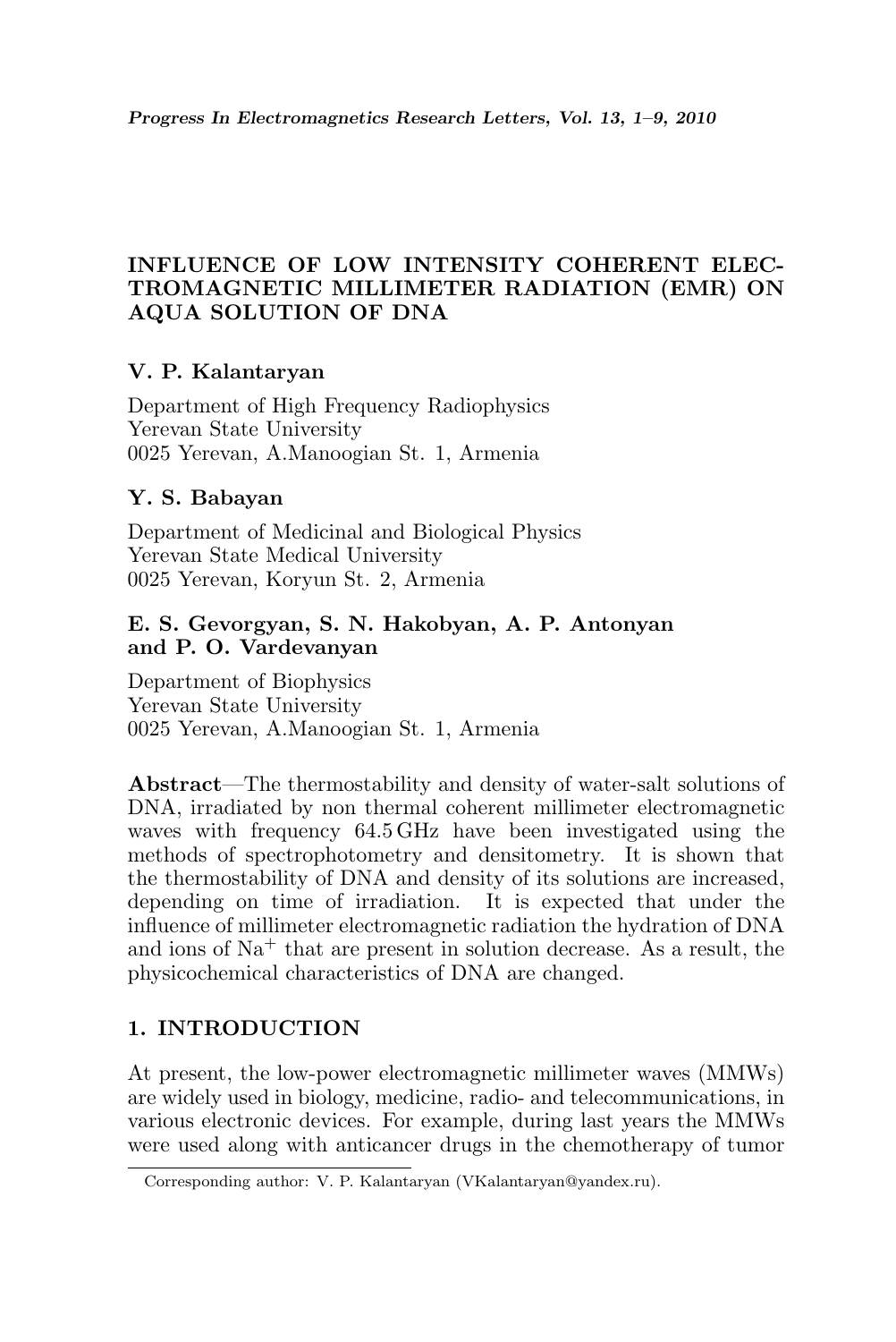# INFLUENCE OF LOW INTENSITY COHERENT ELECTROMAGNETIC MILLIMETER RADIATION (EMR) ON AQUA SOLUTION OF DNA

**V. P. Kalantaryan**

Department of High Frequency Radiophysics
Yerevan State University
0025 Yerevan, A.Manoogian St. 1, Armenia

**Y. S. Babayan**

Department of Medicinal and Biological Physics
Yerevan State Medical University
0025 Yerevan, Koryun St. 2, Armenia

**E. S. Gevorgyan, S. N. Hakobyan, A. P. Antonyan and P. O. Vardevanyan**

Department of Biophysics
Yerevan State University
0025 Yerevan, A.Manoogian St. 1, Armenia

**Abstract**—The thermostability and density of water-salt solutions of DNA, irradiated by non thermal coherent millimeter electromagnetic waves with frequency 64.5 GHz have been investigated using the methods of spectrophotometry and densitometry. It is shown that the thermostability of DNA and density of its solutions are increased, depending on time of irradiation. It is expected that under the influence of millimeter electromagnetic radiation the hydration of DNA and ions of $Na^+$ that are present in solution decrease. As a result, the physicochemical characteristics of DNA are changed.

## 1. INTRODUCTION

At present, the low-power electromagnetic millimeter waves (MMWs) are widely used in biology, medicine, radio- and telecommunications, in various electronic devices. For example, during last years the MMWs were used along with anticancer drugs in the chemotherapy of tumor

Corresponding author: V. P. Kalantaryan (VKalantaryan@yandex.ru).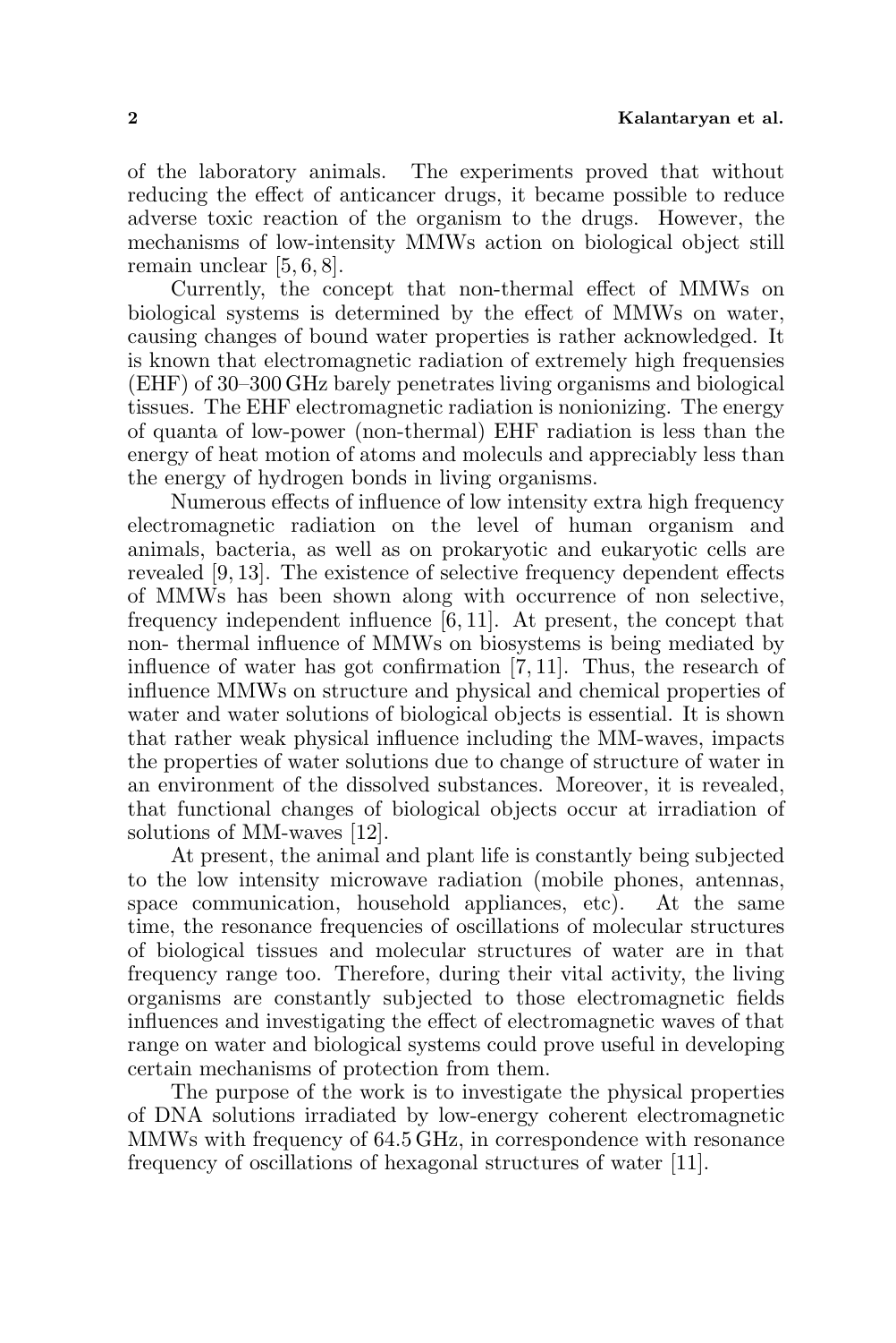of the laboratory animals. The experiments proved that without reducing the effect of anticancer drugs, it became possible to reduce adverse toxic reaction of the organism to the drugs. However, the mechanisms of low-intensity MMWs action on biological object still remain unclear [5, 6, 8].

Currently, the concept that non-thermal effect of MMWs on biological systems is determined by the effect of MMWs on water, causing changes of bound water properties is rather acknowledged. It is known that electromagnetic radiation of extremely high frequensies (EHF) of 30–300 GHz barely penetrates living organisms and biological tissues. The EHF electromagnetic radiation is nonionizing. The energy of quanta of low-power (non-thermal) EHF radiation is less than the energy of heat motion of atoms and moleculs and appreciably less than the energy of hydrogen bonds in living organisms.

Numerous effects of influence of low intensity extra high frequency electromagnetic radiation on the level of human organism and animals, bacteria, as well as on prokaryotic and eukaryotic cells are revealed [9, 13]. The existence of selective frequency dependent effects of MMWs has been shown along with occurrence of non selective, frequency independent influence [6, 11]. At present, the concept that non- thermal influence of MMWs on biosystems is being mediated by influence of water has got confirmation [7, 11]. Thus, the research of influence MMWs on structure and physical and chemical properties of water and water solutions of biological objects is essential. It is shown that rather weak physical influence including the MM-waves, impacts the properties of water solutions due to change of structure of water in an environment of the dissolved substances. Moreover, it is revealed, that functional changes of biological objects occur at irradiation of solutions of MM-waves [12].

At present, the animal and plant life is constantly being subjected to the low intensity microwave radiation (mobile phones, antennas, space communication, household appliances, etc). At the same time, the resonance frequencies of oscillations of molecular structures of biological tissues and molecular structures of water are in that frequency range too. Therefore, during their vital activity, the living organisms are constantly subjected to those electromagnetic fields influences and investigating the effect of electromagnetic waves of that range on water and biological systems could prove useful in developing certain mechanisms of protection from them.

The purpose of the work is to investigate the physical properties of DNA solutions irradiated by low-energy coherent electromagnetic MMWs with frequency of 64.5 GHz, in correspondence with resonance frequency of oscillations of hexagonal structures of water [11].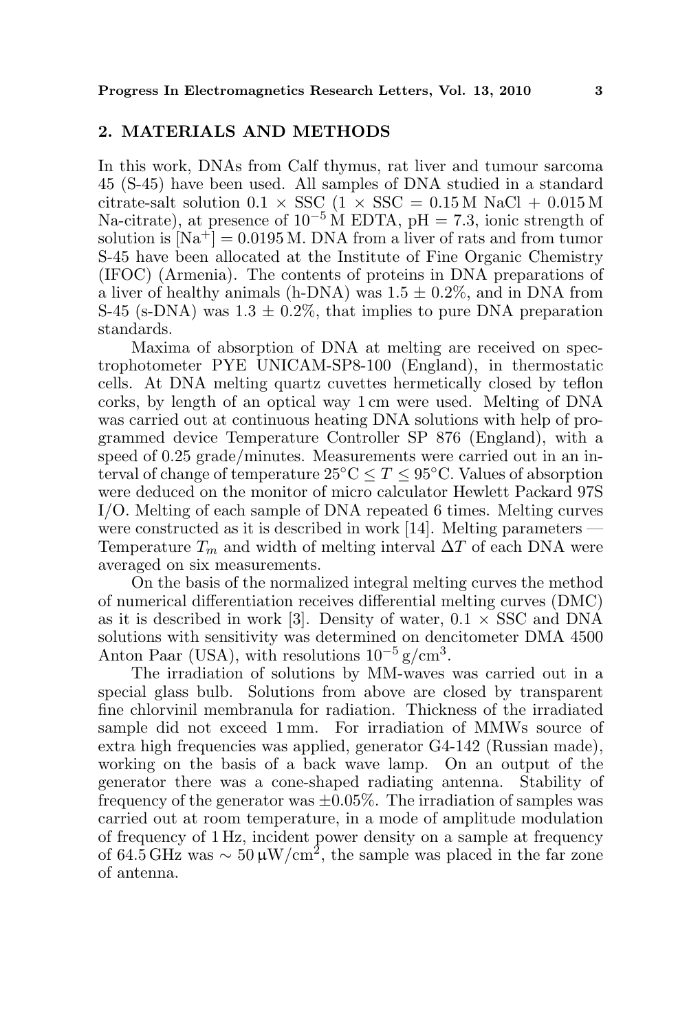## 2. MATERIALS AND METHODS

In this work, DNAs from Calf thymus, rat liver and tumour sarcoma 45 (S-45) have been used. All samples of DNA studied in a standard citrate-salt solution $0.1 \times$ SSC ($1 \times$ SSC = 0.15 M NaCl + 0.015 M Na-citrate), at presence of $10^{-5}$ M EDTA, pH = 7.3, ionic strength of solution is $[Na^+] = 0.0195$ M. DNA from a liver of rats and from tumor S-45 have been allocated at the Institute of Fine Organic Chemistry (IFOC) (Armenia). The contents of proteins in DNA preparations of a liver of healthy animals (h-DNA) was $1.5 \pm 0.2\%$, and in DNA from S-45 (s-DNA) was $1.3 \pm 0.2\%$, that implies to pure DNA preparation standards.

Maxima of absorption of DNA at melting are received on spectrophotometer PYE UNICAM-SP8-100 (England), in thermostatic cells. At DNA melting quartz cuvettes hermetically closed by teflon corks, by length of an optical way 1 cm were used. Melting of DNA was carried out at continuous heating DNA solutions with help of programmed device Temperature Controller SP 876 (England), with a speed of 0.25 grade/minutes. Measurements were carried out in an interval of change of temperature $25°\text{C} \leq T \leq 95°\text{C}$. Values of absorption were deduced on the monitor of micro calculator Hewlett Packard 97S I/O. Melting of each sample of DNA repeated 6 times. Melting curves were constructed as it is described in work [14]. Melting parameters — Temperature $T_m$ and width of melting interval $\Delta T$ of each DNA were averaged on six measurements.

On the basis of the normalized integral melting curves the method of numerical differentiation receives differential melting curves (DMC) as it is described in work [3]. Density of water, $0.1 \times$ SSC and DNA solutions with sensitivity was determined on dencitometer DMA 4500 Anton Paar (USA), with resolutions $10^{-5}$ g/cm$^3$.

The irradiation of solutions by MM-waves was carried out in a special glass bulb. Solutions from above are closed by transparent fine chlorvinil membranula for radiation. Thickness of the irradiated sample did not exceed 1 mm. For irradiation of MMWs source of extra high frequencies was applied, generator G4-142 (Russian made), working on the basis of a back wave lamp. On an output of the generator there was a cone-shaped radiating antenna. Stability of frequency of the generator was $\pm 0.05\%$. The irradiation of samples was carried out at room temperature, in a mode of amplitude modulation of frequency of 1 Hz, incident power density on a sample at frequency of 64.5 GHz was $\sim 50\,\mu\text{W/cm}^2$, the sample was placed in the far zone of antenna.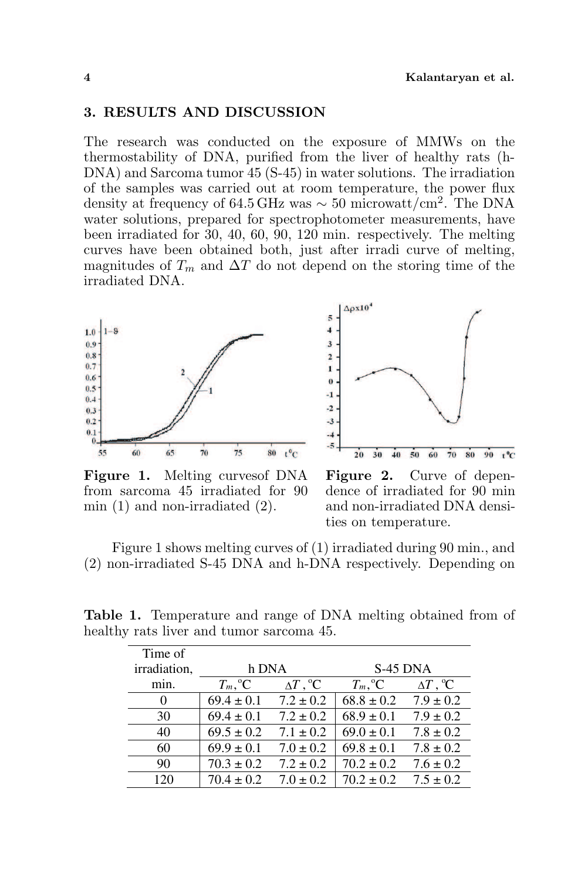## 3. RESULTS AND DISCUSSION

The research was conducted on the exposure of MMWs on the thermostability of DNA, purified from the liver of healthy rats (h-DNA) and Sarcoma tumor 45 (S-45) in water solutions. The irradiation of the samples was carried out at room temperature, the power flux density at frequency of 64.5 GHz was $\sim$ 50 microwatt/cm$^2$. The DNA water solutions, prepared for spectrophotometer measurements, have been irradiated for 30, 40, 60, 90, 120 min. respectively. The melting curves have been obtained both, just after irradi curve of melting, magnitudes of $T_m$ and $\Delta T$ do not depend on the storing time of the irradiated DNA.

**Figure 1.** Melting curvesof DNA from sarcoma 45 irradiated for 90 min (1) and non-irradiated (2).

**Figure 2.** Curve of dependence of irradiated for 90 min and non-irradiated DNA densities on temperature.

Figure 1 shows melting curves of (1) irradiated during 90 min., and (2) non-irradiated S-45 DNA and h-DNA respectively. Depending on

**Table 1.** Temperature and range of DNA melting obtained from of healthy rats liver and tumor sarcoma 45.

| Time of irradiation, min. | h DNA | | S-45 DNA | |
|---|---|---|---|---|
| | $T_m$, °C | $\Delta T$, °C | $T_m$, °C | $\Delta T$, °C |
| 0 | 69.4 ± 0.1 | 7.2 ± 0.2 | 68.8 ± 0.2 | 7.9 ± 0.2 |
| 30 | 69.4 ± 0.1 | 7.2 ± 0.2 | 68.9 ± 0.1 | 7.9 ± 0.2 |
| 40 | 69.5 ± 0.2 | 7.1 ± 0.2 | 69.0 ± 0.1 | 7.8 ± 0.2 |
| 60 | 69.9 ± 0.1 | 7.0 ± 0.2 | 69.8 ± 0.1 | 7.8 ± 0.2 |
| 90 | 70.3 ± 0.2 | 7.2 ± 0.2 | 70.2 ± 0.2 | 7.6 ± 0.2 |
| 120 | 70.4 ± 0.2 | 7.0 ± 0.2 | 70.2 ± 0.2 | 7.5 ± 0.2 |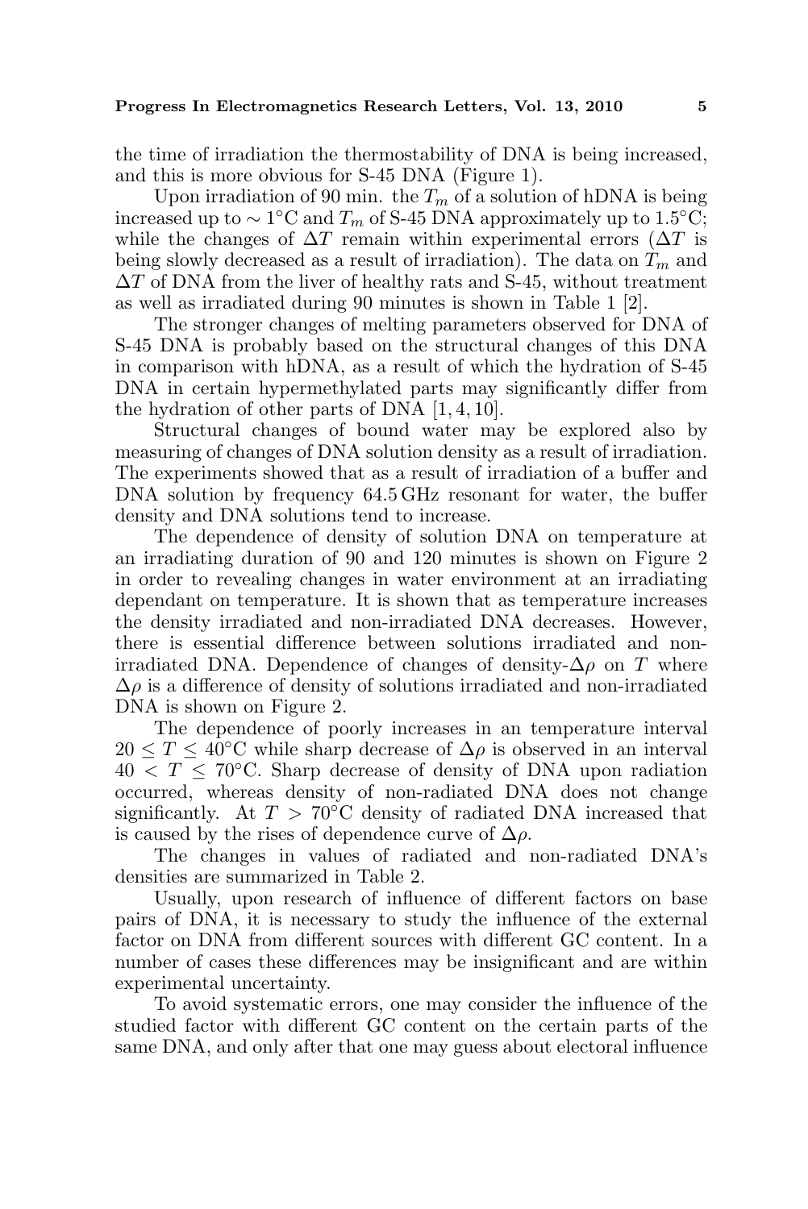the time of irradiation the thermostability of DNA is being increased, and this is more obvious for S-45 DNA (Figure 1).

Upon irradiation of 90 min. the $T_m$ of a solution of hDNA is being increased up to $\sim 1^\circ$C and $T_m$ of S-45 DNA approximately up to 1.5°C; while the changes of $\Delta T$ remain within experimental errors ($\Delta T$ is being slowly decreased as a result of irradiation). The data on $T_m$ and $\Delta T$ of DNA from the liver of healthy rats and S-45, without treatment as well as irradiated during 90 minutes is shown in Table 1 [2].

The stronger changes of melting parameters observed for DNA of S-45 DNA is probably based on the structural changes of this DNA in comparison with hDNA, as a result of which the hydration of S-45 DNA in certain hypermethylated parts may significantly differ from the hydration of other parts of DNA [1, 4, 10].

Structural changes of bound water may be explored also by measuring of changes of DNA solution density as a result of irradiation. The experiments showed that as a result of irradiation of a buffer and DNA solution by frequency 64.5 GHz resonant for water, the buffer density and DNA solutions tend to increase.

The dependence of density of solution DNA on temperature at an irradiating duration of 90 and 120 minutes is shown on Figure 2 in order to revealing changes in water environment at an irradiating dependant on temperature. It is shown that as temperature increases the density irradiated and non-irradiated DNA decreases. However, there is essential difference between solutions irradiated and non-irradiated DNA. Dependence of changes of density-$\Delta\rho$ on $T$ where $\Delta\rho$ is a difference of density of solutions irradiated and non-irradiated DNA is shown on Figure 2.

The dependence of poorly increases in an temperature interval $20 \leq T \leq 40^\circ$C while sharp decrease of $\Delta\rho$ is observed in an interval $40 < T \leq 70^\circ$C. Sharp decrease of density of DNA upon radiation occurred, whereas density of non-radiated DNA does not change significantly. At $T > 70^\circ$C density of radiated DNA increased that is caused by the rises of dependence curve of $\Delta\rho$.

The changes in values of radiated and non-radiated DNA's densities are summarized in Table 2.

Usually, upon research of influence of different factors on base pairs of DNA, it is necessary to study the influence of the external factor on DNA from different sources with different GC content. In a number of cases these differences may be insignificant and are within experimental uncertainty.

To avoid systematic errors, one may consider the influence of the studied factor with different GC content on the certain parts of the same DNA, and only after that one may guess about electoral influence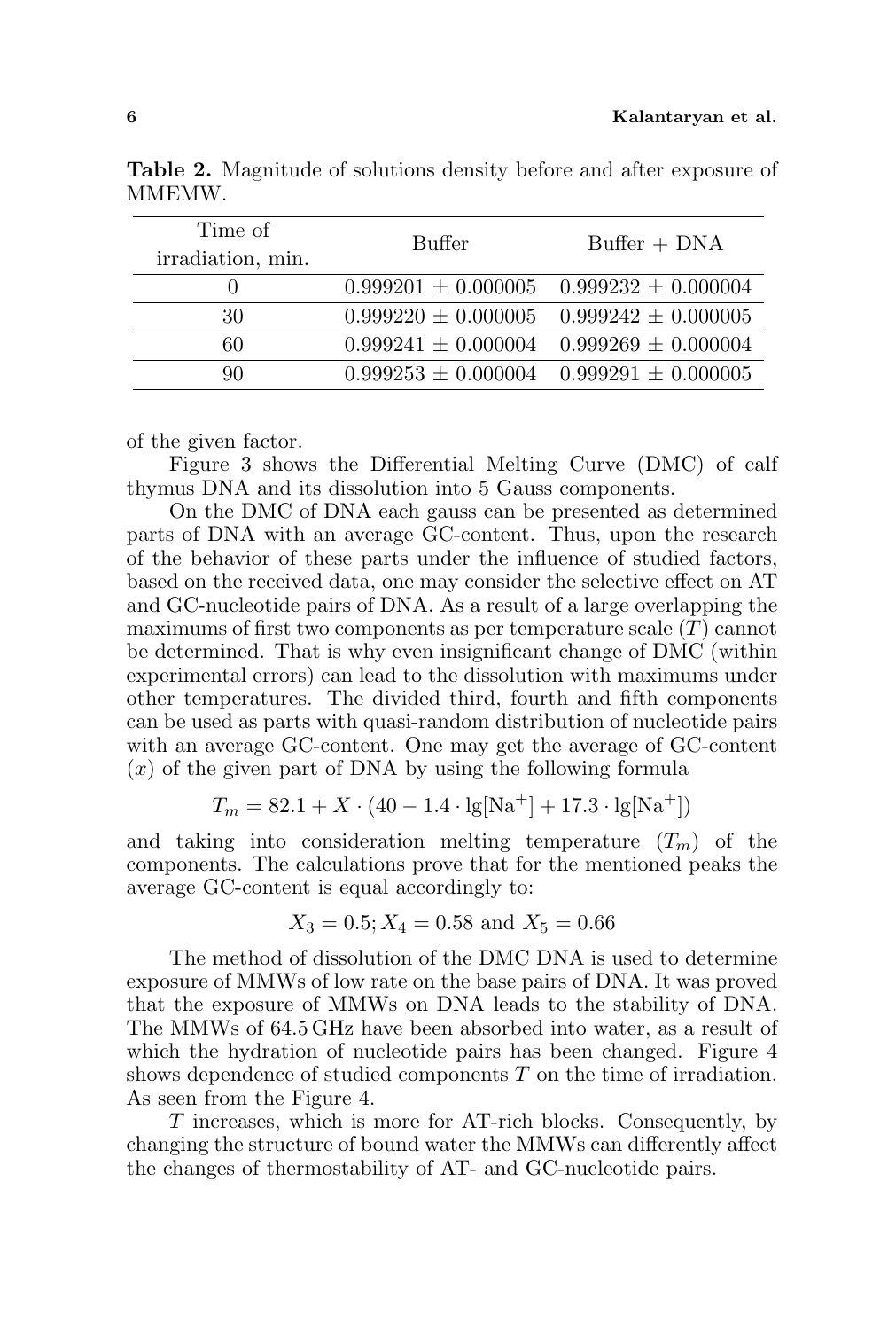**Table 2.** Magnitude of solutions density before and after exposure of MMEMW.

| Time of irradiation, min. | Buffer | Buffer + DNA |
|---|---|---|
| 0 | $0.999201 \pm 0.000005$ | $0.999232 \pm 0.000004$ |
| 30 | $0.999220 \pm 0.000005$ | $0.999242 \pm 0.000005$ |
| 60 | $0.999241 \pm 0.000004$ | $0.999269 \pm 0.000004$ |
| 90 | $0.999253 \pm 0.000004$ | $0.999291 \pm 0.000005$ |

of the given factor.

Figure 3 shows the Differential Melting Curve (DMC) of calf thymus DNA and its dissolution into 5 Gauss components.

On the DMC of DNA each gauss can be presented as determined parts of DNA with an average GC-content. Thus, upon the research of the behavior of these parts under the influence of studied factors, based on the received data, one may consider the selective effect on AT and GC-nucleotide pairs of DNA. As a result of a large overlapping the maximums of first two components as per temperature scale ($T$) cannot be determined. That is why even insignificant change of DMC (within experimental errors) can lead to the dissolution with maximums under other temperatures. The divided third, fourth and fifth components can be used as parts with quasi-random distribution of nucleotide pairs with an average GC-content. One may get the average of GC-content ($x$) of the given part of DNA by using the following formula

$$T_m = 82.1 + X \cdot (40 - 1.4 \cdot \lg[\mathrm{Na}^+] + 17.3 \cdot \lg[\mathrm{Na}^+])$$

and taking into consideration melting temperature ($T_m$) of the components. The calculations prove that for the mentioned peaks the average GC-content is equal accordingly to:

$$X_3 = 0.5; X_4 = 0.58 \text{ and } X_5 = 0.66$$

The method of dissolution of the DMC DNA is used to determine exposure of MMWs of low rate on the base pairs of DNA. It was proved that the exposure of MMWs on DNA leads to the stability of DNA. The MMWs of 64.5 GHz have been absorbed into water, as a result of which the hydration of nucleotide pairs has been changed. Figure 4 shows dependence of studied components $T$ on the time of irradiation. As seen from the Figure 4.

$T$ increases, which is more for AT-rich blocks. Consequently, by changing the structure of bound water the MMWs can differently affect the changes of thermostability of AT- and GC-nucleotide pairs.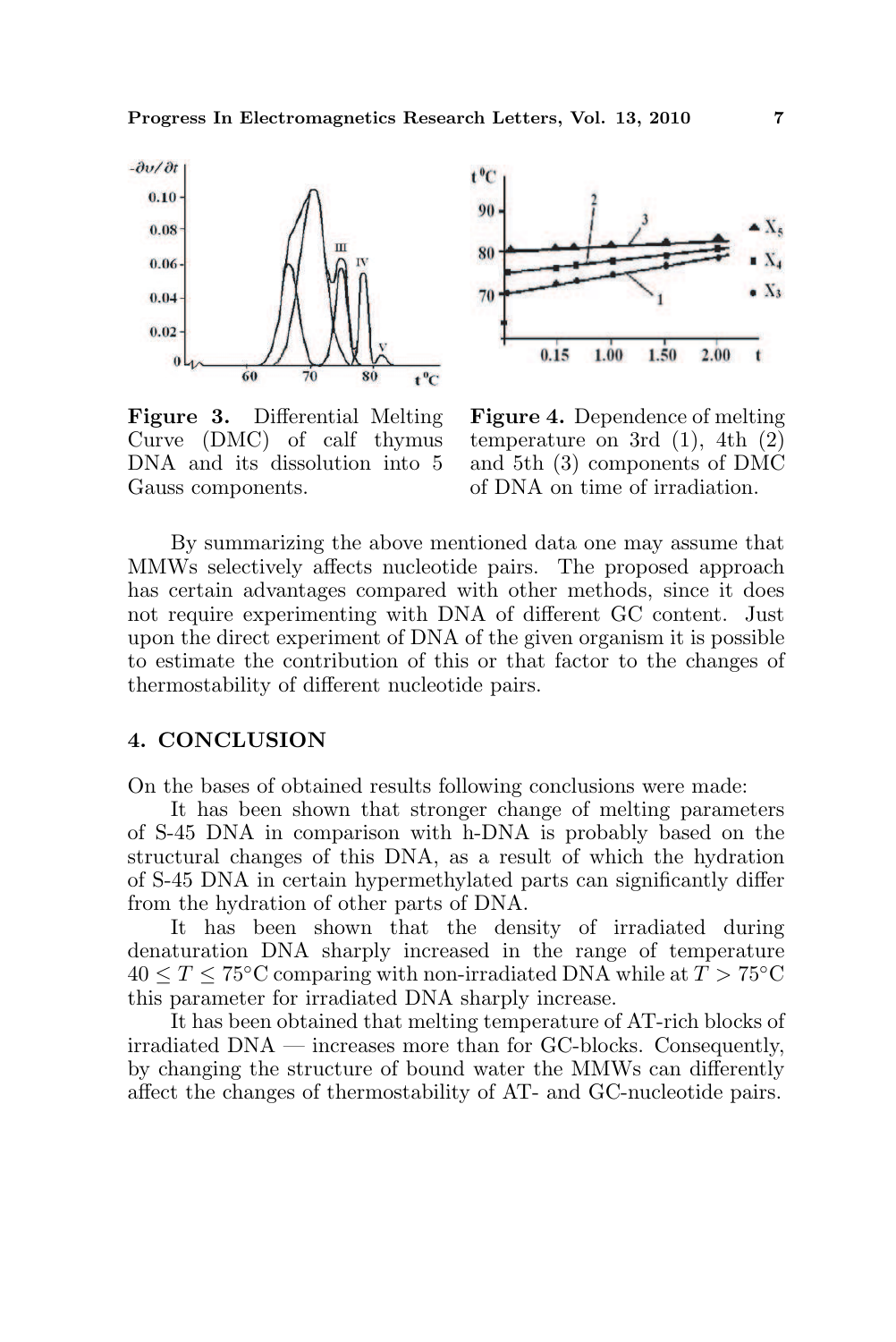**Figure 3.** Differential Melting Curve (DMC) of calf thymus DNA and its dissolution into 5 Gauss components.

**Figure 4.** Dependence of melting temperature on 3rd (1), 4th (2) and 5th (3) components of DMC of DNA on time of irradiation.

By summarizing the above mentioned data one may assume that MMWs selectively affects nucleotide pairs. The proposed approach has certain advantages compared with other methods, since it does not require experimenting with DNA of different GC content. Just upon the direct experiment of DNA of the given organism it is possible to estimate the contribution of this or that factor to the changes of thermostability of different nucleotide pairs.

## 4. CONCLUSION

On the bases of obtained results following conclusions were made:

It has been shown that stronger change of melting parameters of S-45 DNA in comparison with h-DNA is probably based on the structural changes of this DNA, as a result of which the hydration of S-45 DNA in certain hypermethylated parts can significantly differ from the hydration of other parts of DNA.

It has been shown that the density of irradiated during denaturation DNA sharply increased in the range of temperature $40 \leq T \leq 75°\text{C}$ comparing with non-irradiated DNA while at $T > 75°\text{C}$ this parameter for irradiated DNA sharply increase.

It has been obtained that melting temperature of AT-rich blocks of irradiated DNA — increases more than for GC-blocks. Consequently, by changing the structure of bound water the MMWs can differently affect the changes of thermostability of AT- and GC-nucleotide pairs.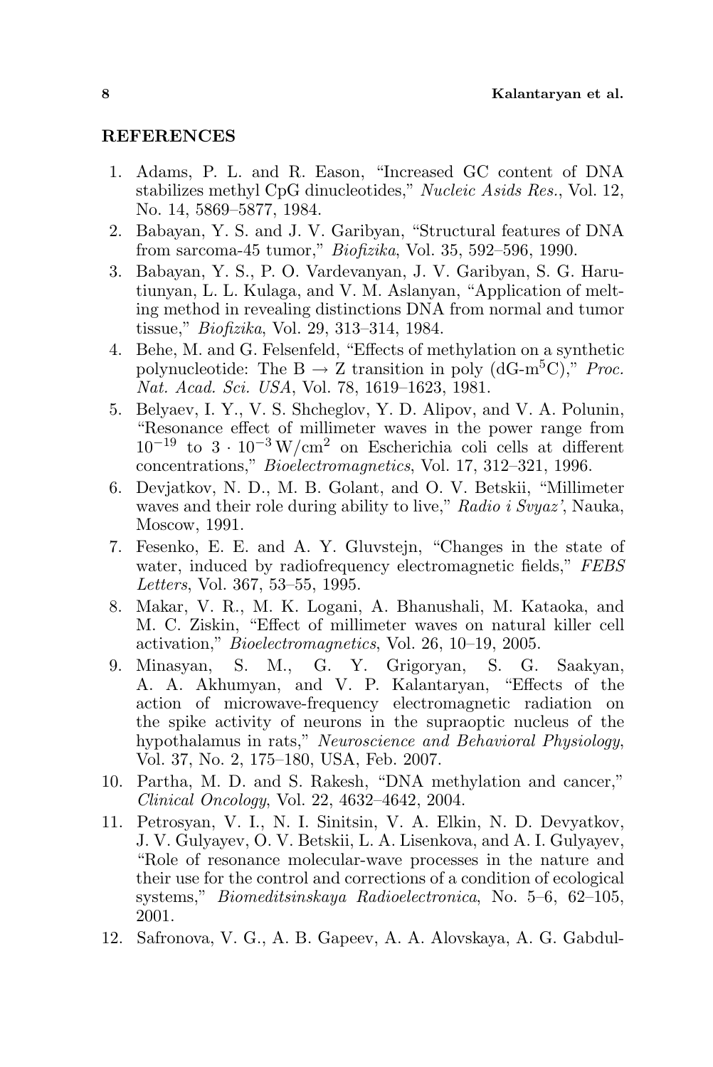## REFERENCES

1. Adams, P. L. and R. Eason, "Increased GC content of DNA stabilizes methyl CpG dinucleotides," *Nucleic Asids Res.*, Vol. 12, No. 14, 5869–5877, 1984.
2. Babayan, Y. S. and J. V. Garibyan, "Structural features of DNA from sarcoma-45 tumor," *Biofizika*, Vol. 35, 592–596, 1990.
3. Babayan, Y. S., P. O. Vardevanyan, J. V. Garibyan, S. G. Harutiunyan, L. L. Kulaga, and V. M. Aslanyan, "Application of melting method in revealing distinctions DNA from normal and tumor tissue," *Biofizika*, Vol. 29, 313–314, 1984.
4. Behe, M. and G. Felsenfeld, "Effects of methylation on a synthetic polynucleotide: The B $\rightarrow$ Z transition in poly (dG-m$^5$C)," *Proc. Nat. Acad. Sci. USA*, Vol. 78, 1619–1623, 1981.
5. Belyaev, I. Y., V. S. Shcheglov, Y. D. Alipov, and V. A. Polunin, "Resonance effect of millimeter waves in the power range from $10^{-19}$ to $3 \cdot 10^{-3}\,\mathrm{W/cm^2}$ on Escherichia coli cells at different concentrations," *Bioelectromagnetics*, Vol. 17, 312–321, 1996.
6. Devjatkov, N. D., M. B. Golant, and O. V. Betskii, "Millimeter waves and their role during ability to live," *Radio i Svyaz'*, Nauka, Moscow, 1991.
7. Fesenko, E. E. and A. Y. Gluvstejn, "Changes in the state of water, induced by radiofrequency electromagnetic fields," *FEBS Letters*, Vol. 367, 53–55, 1995.
8. Makar, V. R., M. K. Logani, A. Bhanushali, M. Kataoka, and M. C. Ziskin, "Effect of millimeter waves on natural killer cell activation," *Bioelectromagnetics*, Vol. 26, 10–19, 2005.
9. Minasyan, S. M., G. Y. Grigoryan, S. G. Saakyan, A. A. Akhumyan, and V. P. Kalantaryan, "Effects of the action of microwave-frequency electromagnetic radiation on the spike activity of neurons in the supraoptic nucleus of the hypothalamus in rats," *Neuroscience and Behavioral Physiology*, Vol. 37, No. 2, 175–180, USA, Feb. 2007.
10. Partha, M. D. and S. Rakesh, "DNA methylation and cancer," *Clinical Oncology*, Vol. 22, 4632–4642, 2004.
11. Petrosyan, V. I., N. I. Sinitsin, V. A. Elkin, N. D. Devyatkov, J. V. Gulyayev, O. V. Betskii, L. A. Lisenkova, and A. I. Gulyayev, "Role of resonance molecular-wave processes in the nature and their use for the control and corrections of a condition of ecological systems," *Biomeditsinskaya Radioelectronica*, No. 5–6, 62–105, 2001.
12. Safronova, V. G., A. B. Gapeev, A. A. Alovskaya, A. G. Gabdul-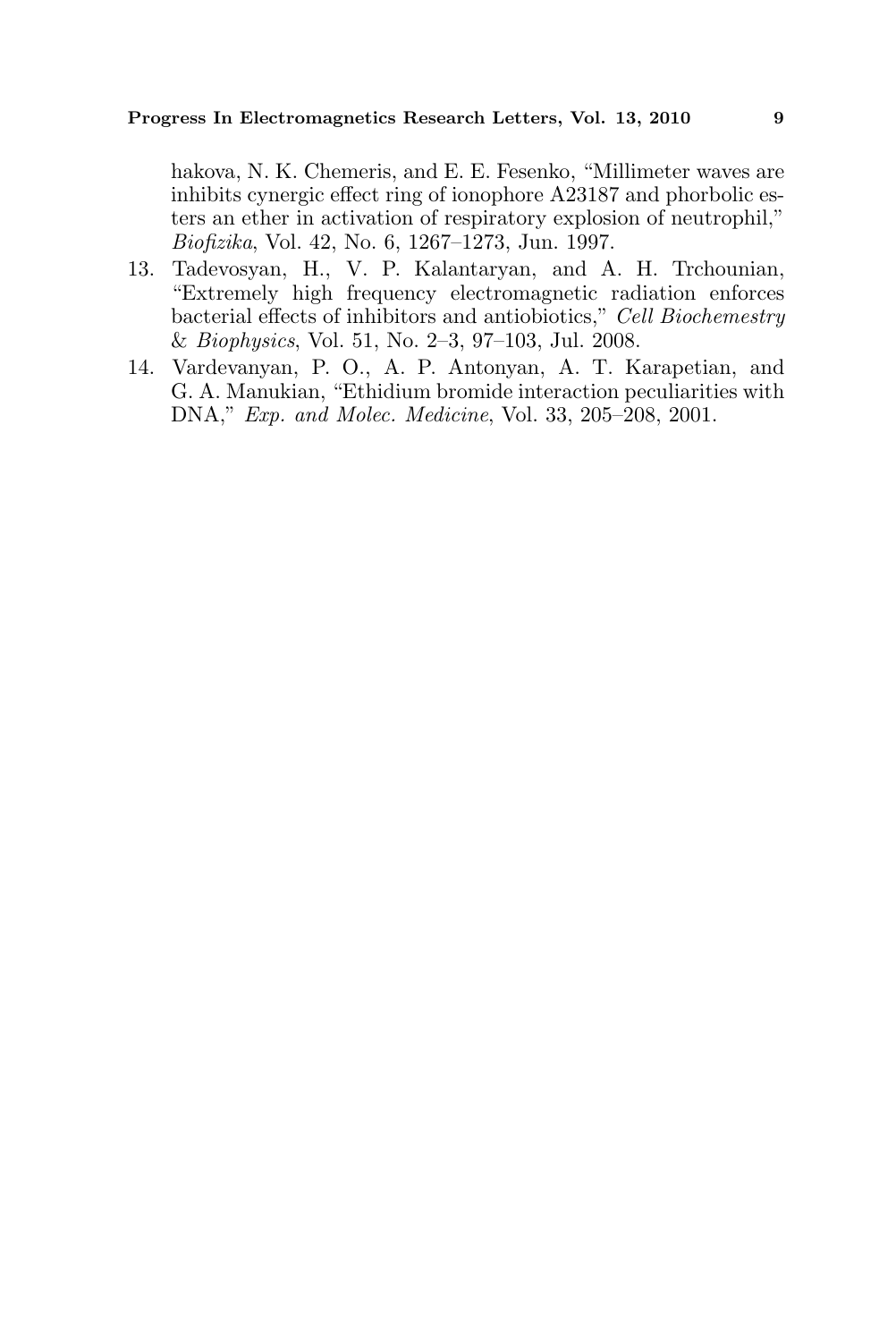hakova, N. K. Chemeris, and E. E. Fesenko, "Millimeter waves are inhibits cynergic effect ring of ionophore A23187 and phorbolic esters an ether in activation of respiratory explosion of neutrophil," *Biofizika*, Vol. 42, No. 6, 1267–1273, Jun. 1997.

13. Tadevosyan, H., V. P. Kalantaryan, and A. H. Trchounian, "Extremely high frequency electromagnetic radiation enforces bacterial effects of inhibitors and antiobiotics," *Cell Biochemestry & Biophysics*, Vol. 51, No. 2–3, 97–103, Jul. 2008.
14. Vardevanyan, P. O., A. P. Antonyan, A. T. Karapetian, and G. A. Manukian, "Ethidium bromide interaction peculiarities with DNA," *Exp. and Molec. Medicine*, Vol. 33, 205–208, 2001.